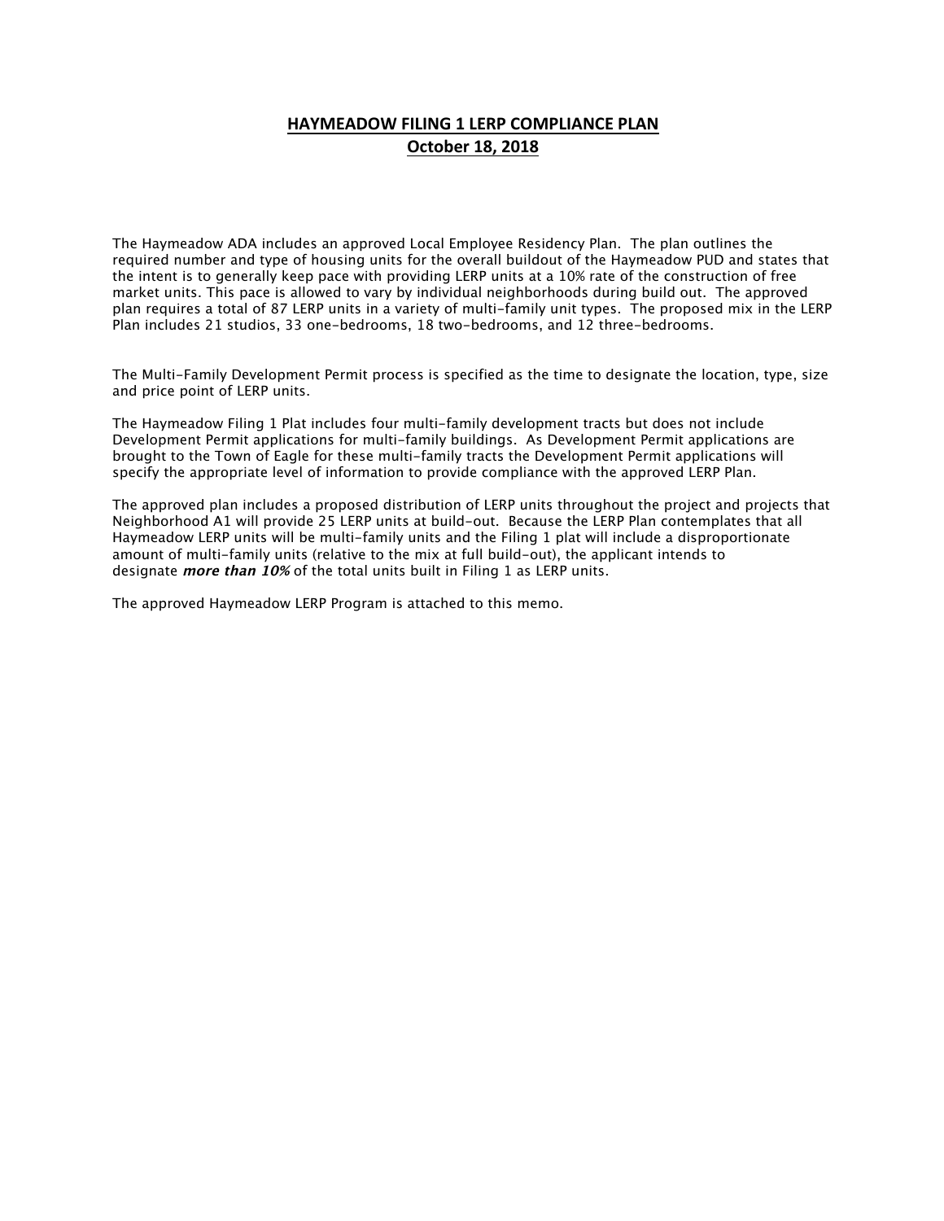# HAYMEADOW FILING 1 LERP COMPLIANCE PLAN

## October 18, 2018

The Haymeadow ADA includes an approved Local Employee Residency Plan. The plan outlines the required number and type of housing units for the overall buildout of the Haymeadow PUD and states that the intent is to generally keep pace with providing LERP units at a 10% rate of the construction of free market units. This pace is allowed to vary by individual neighborhoods during build out. The approved plan requires a total of 87 LERP units in a variety of multi-family unit types. The proposed mix in the LERP Plan includes 21 studios, 33 one-bedrooms, 18 two-bedrooms, and 12 three-bedrooms.

The Multi-Family Development Permit process is specified as the time to designate the location, type, size and price point of LERP units.

The Haymeadow Filing 1 Plat includes four multi-family development tracts but does not include Development Permit applications for multi-family buildings. As Development Permit applications are brought to the Town of Eagle for these multi-family tracts the Development Permit applications will specify the appropriate level of information to provide compliance with the approved LERP Plan.

The approved plan includes a proposed distribution of LERP units throughout the project and projects that Neighborhood A1 will provide 25 LERP units at build-out. Because the LERP Plan contemplates that all Haymeadow LERP units will be multi-family units and the Filing 1 plat will include a disproportionate amount of multi-family units (relative to the mix at full build-out), the applicant intends to designate ***more than 10%*** of the total units built in Filing 1 as LERP units.

The approved Haymeadow LERP Program is attached to this memo.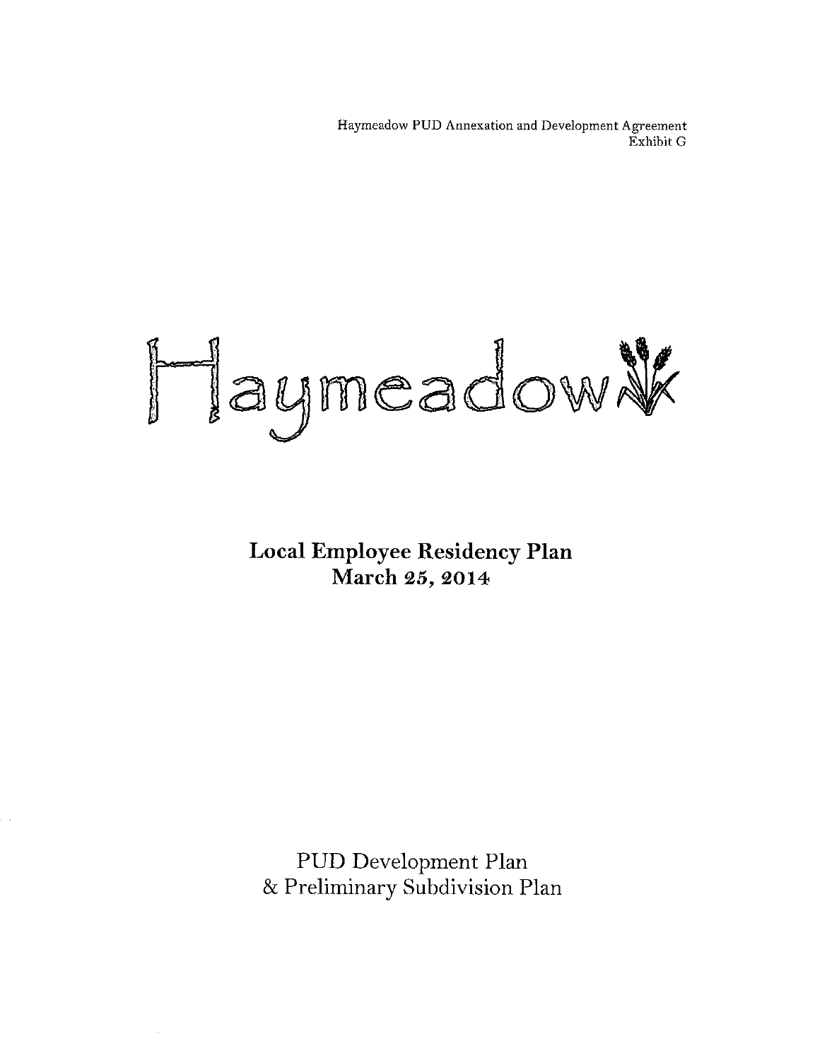Haymeadow PUD Annexation and Development Agreement
Exhibit G

# Haymeadow

## Local Employee Residency Plan
## March 25, 2014

PUD Development Plan
& Preliminary Subdivision Plan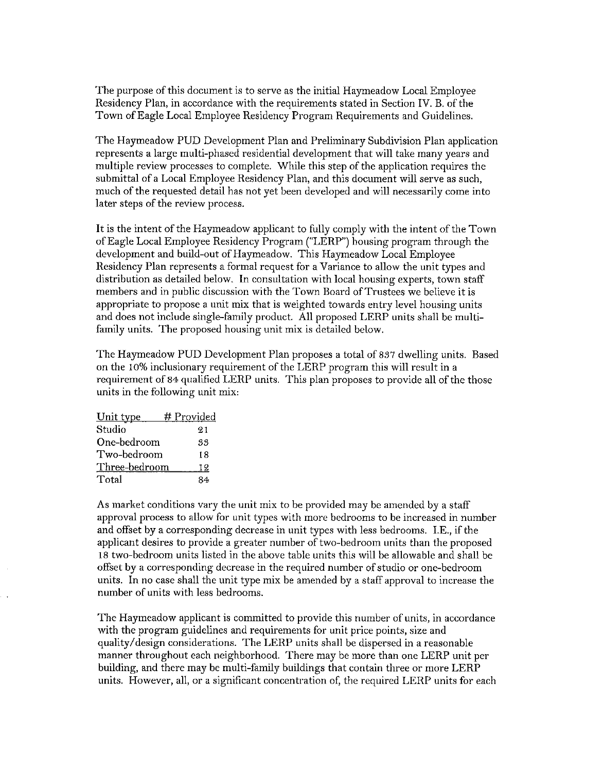The purpose of this document is to serve as the initial Haymeadow Local Employee Residency Plan, in accordance with the requirements stated in Section IV. B. of the Town of Eagle Local Employee Residency Program Requirements and Guidelines.

The Haymeadow PUD Development Plan and Preliminary Subdivision Plan application represents a large multi-phased residential development that will take many years and multiple review processes to complete. While this step of the application requires the submittal of a Local Employee Residency Plan, and this document will serve as such, much of the requested detail has not yet been developed and will necessarily come into later steps of the review process.

It is the intent of the Haymeadow applicant to fully comply with the intent of the Town of Eagle Local Employee Residency Program ("LERP") housing program through the development and build-out of Haymeadow. This Haymeadow Local Employee Residency Plan represents a formal request for a Variance to allow the unit types and distribution as detailed below. In consultation with local housing experts, town staff members and in public discussion with the Town Board of Trustees we believe it is appropriate to propose a unit mix that is weighted towards entry level housing units and does not include single-family product. All proposed LERP units shall be multi-family units. The proposed housing unit mix is detailed below.

The Haymeadow PUD Development Plan proposes a total of 837 dwelling units. Based on the 10% inclusionary requirement of the LERP program this will result in a requirement of 84 qualified LERP units. This plan proposes to provide all of the those units in the following unit mix:

| Unit type | # Provided |
|---|---|
| Studio | 21 |
| One-bedroom | 33 |
| Two-bedroom | 18 |
| Three-bedroom | 12 |
| Total | 84 |

As market conditions vary the unit mix to be provided may be amended by a staff approval process to allow for unit types with more bedrooms to be increased in number and offset by a corresponding decrease in unit types with less bedrooms. I.E., if the applicant desires to provide a greater number of two-bedroom units than the proposed 18 two-bedroom units listed in the above table units this will be allowable and shall be offset by a corresponding decrease in the required number of studio or one-bedroom units. In no case shall the unit type mix be amended by a staff approval to increase the number of units with less bedrooms.

The Haymeadow applicant is committed to provide this number of units, in accordance with the program guidelines and requirements for unit price points, size and quality/design considerations. The LERP units shall be dispersed in a reasonable manner throughout each neighborhood. There may be more than one LERP unit per building, and there may be multi-family buildings that contain three or more LERP units. However, all, or a significant concentration of, the required LERP units for each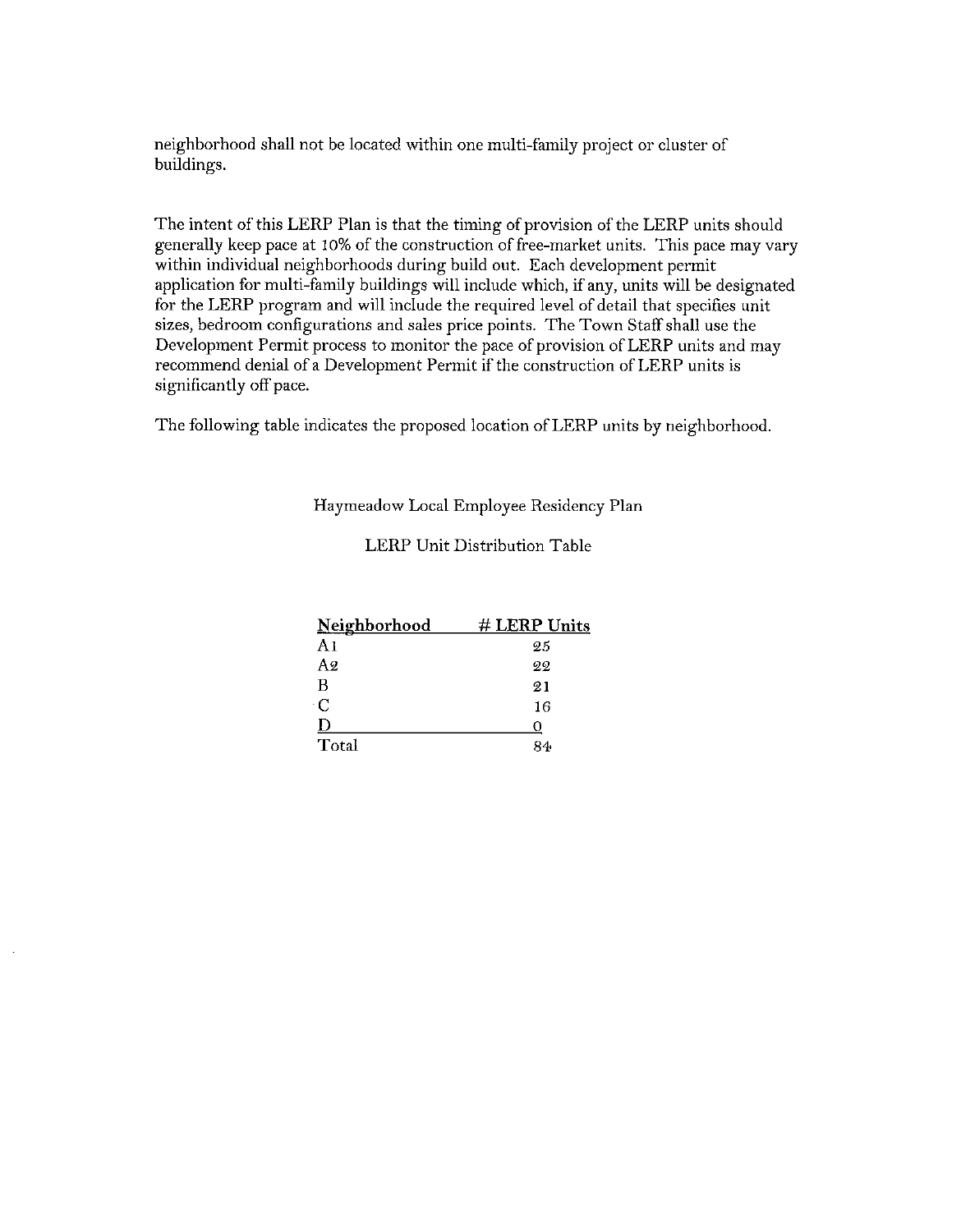neighborhood shall not be located within one multi-family project or cluster of buildings.

The intent of this LERP Plan is that the timing of provision of the LERP units should generally keep pace at 10% of the construction of free-market units. This pace may vary within individual neighborhoods during build out. Each development permit application for multi-family buildings will include which, if any, units will be designated for the LERP program and will include the required level of detail that specifies unit sizes, bedroom configurations and sales price points. The Town Staff shall use the Development Permit process to monitor the pace of provision of LERP units and may recommend denial of a Development Permit if the construction of LERP units is significantly off pace.

The following table indicates the proposed location of LERP units by neighborhood.

Haymeadow Local Employee Residency Plan

LERP Unit Distribution Table

| Neighborhood | # LERP Units |
|---|---|
| A1 | 25 |
| A2 | 22 |
| B | 21 |
| C | 16 |
| D | 0 |
| Total | 84 |